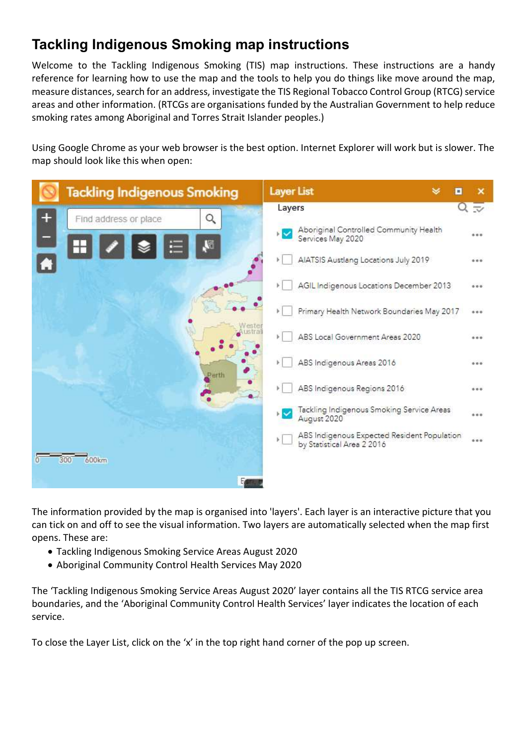# Tackling Indigenous Smoking map instructions

Welcome to the Tackling Indigenous Smoking (TIS) map instructions. These instructions are a handy reference for learning how to use the map and the tools to help you do things like move around the map, measure distances, search for an address, investigate the TIS Regional Tobacco Control Group (RTCG) service areas and other information. (RTCGs are organisations funded by the Australian Government to help reduce smoking rates among Aboriginal and Torres Strait Islander peoples.)

Using Google Chrome as your web browser is the best option. Internet Explorer will work but is slower. The map should look like this when open:

The information provided by the map is organised into 'layers'. Each layer is an interactive picture that you can tick on and off to see the visual information. Two layers are automatically selected when the map first opens. These are:

- Tackling Indigenous Smoking Service Areas August 2020
- Aboriginal Community Control Health Services May 2020

The 'Tackling Indigenous Smoking Service Areas August 2020' layer contains all the TIS RTCG service area boundaries, and the 'Aboriginal Community Control Health Services' layer indicates the location of each service.

To close the Layer List, click on the 'x' in the top right hand corner of the pop up screen.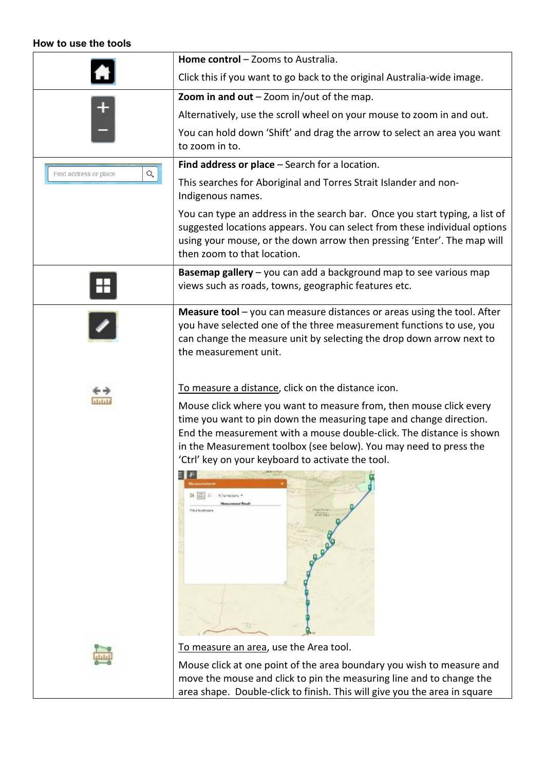**How to use the tools**

| | |
|---|---|
| | **Home control** – Zooms to Australia. Click this if you want to go back to the original Australia-wide image. |
| | **Zoom in and out** – Zoom in/out of the map. Alternatively, use the scroll wheel on your mouse to zoom in and out. You can hold down 'Shift' and drag the arrow to select an area you want to zoom in to. |
| Find address or place | **Find address or place** – Search for a location. This searches for Aboriginal and Torres Strait Islander and non-Indigenous names. You can type an address in the search bar. Once you start typing, a list of suggested locations appears. You can select from these individual options using your mouse, or the down arrow then pressing 'Enter'. The map will then zoom to that location. |
| | **Basemap gallery** – you can add a background map to see various map views such as roads, towns, geographic features etc. |
| | **Measure tool** – you can measure distances or areas using the tool. After you have selected one of the three measurement functions to use, you can change the measure unit by selecting the drop down arrow next to the measurement unit. To measure a distance, click on the distance icon. Mouse click where you want to measure from, then mouse click every time you want to pin down the measuring tape and change direction. End the measurement with a mouse double-click. The distance is shown in the Measurement toolbox (see below). You may need to press the 'Ctrl' key on your keyboard to activate the tool. To measure an area, use the Area tool. Mouse click at one point of the area boundary you wish to measure and move the mouse and click to pin the measuring line and to change the area shape. Double-click to finish. This will give you the area in square |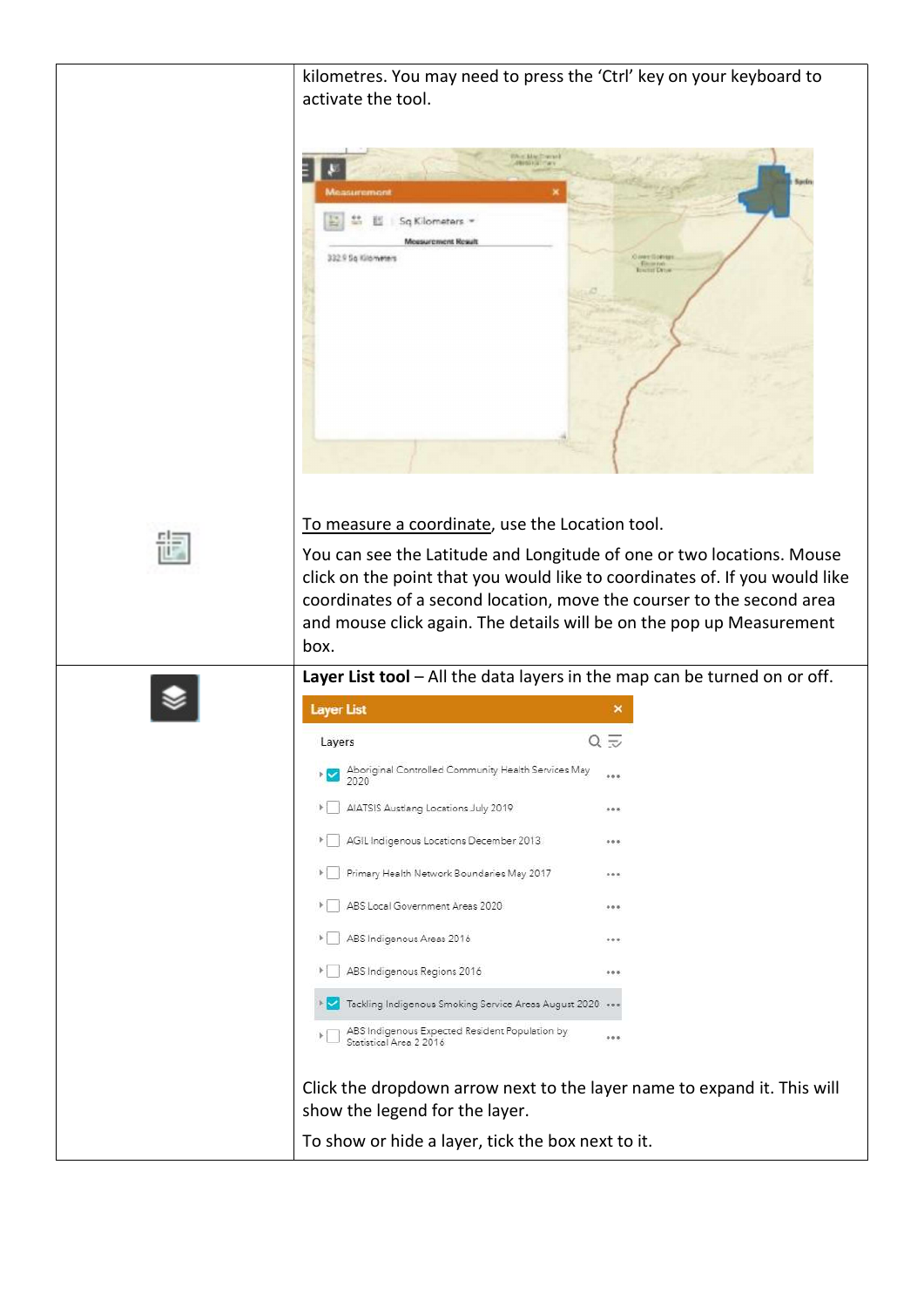| | |
|---|---|
| | kilometres. You may need to press the ‘Ctrl’ key on your keyboard to activate the tool. |
| | To measure a coordinate, use the Location tool. You can see the Latitude and Longitude of one or two locations. Mouse click on the point that you would like to coordinates of. If you would like coordinates of a second location, move the courser to the second area and mouse click again. The details will be on the pop up Measurement box. |
| | **Layer List tool** – All the data layers in the map can be turned on or off. Click the dropdown arrow next to the layer name to expand it. This will show the legend for the layer. To show or hide a layer, tick the box next to it. |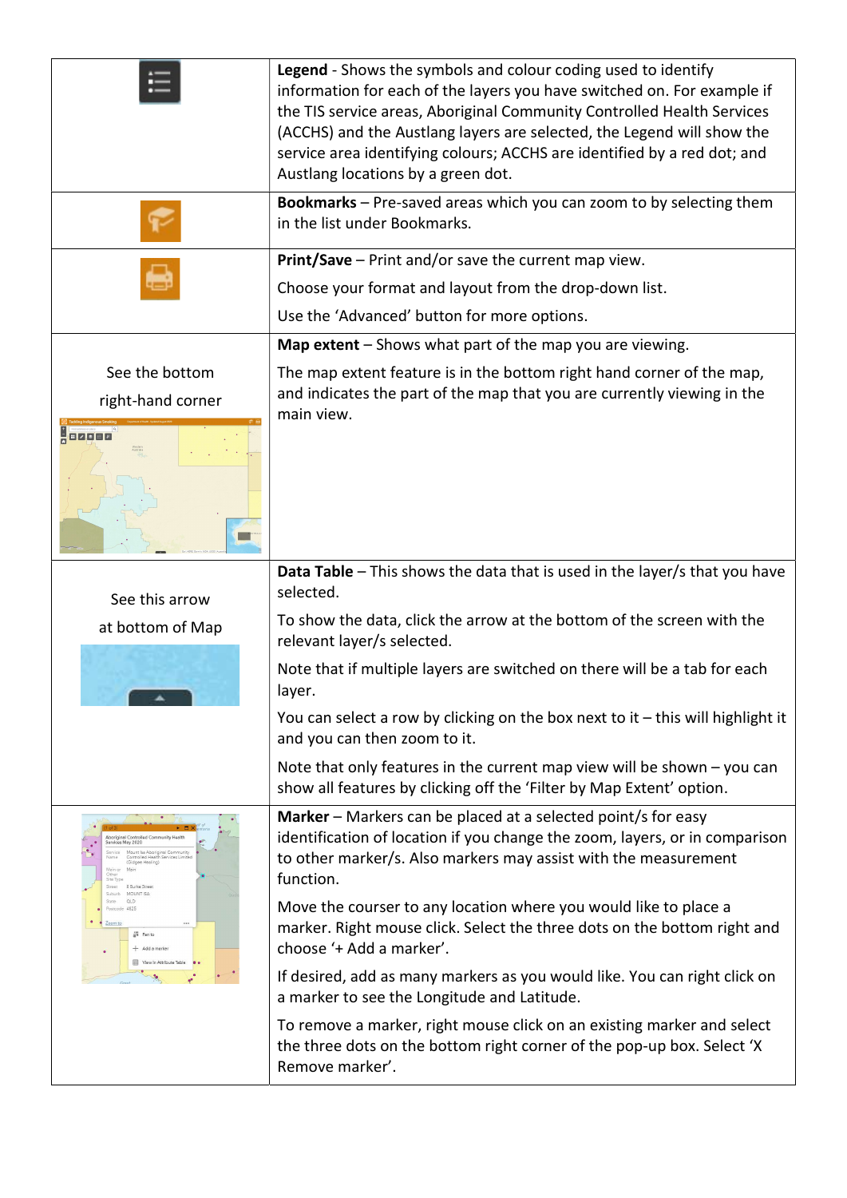| | |
|---|---|
| | **Legend** - Shows the symbols and colour coding used to identify information for each of the layers you have switched on. For example if the TIS service areas, Aboriginal Community Controlled Health Services (ACCHS) and the Austlang layers are selected, the Legend will show the service area identifying colours; ACCHS are identified by a red dot; and Austlang locations by a green dot. |
| | **Bookmarks** – Pre-saved areas which you can zoom to by selecting them in the list under Bookmarks. |
| | **Print/Save** – Print and/or save the current map view.<br><br>Choose your format and layout from the drop-down list.<br><br>Use the 'Advanced' button for more options. |
| See the bottom right-hand corner | **Map extent** – Shows what part of the map you are viewing.<br><br>The map extent feature is in the bottom right hand corner of the map, and indicates the part of the map that you are currently viewing in the main view. |
| See this arrow at bottom of Map | **Data Table** – This shows the data that is used in the layer/s that you have selected.<br><br>To show the data, click the arrow at the bottom of the screen with the relevant layer/s selected.<br><br>Note that if multiple layers are switched on there will be a tab for each layer.<br><br>You can select a row by clicking on the box next to it – this will highlight it and you can then zoom to it.<br><br>Note that only features in the current map view will be shown – you can show all features by clicking off the 'Filter by Map Extent' option. |
| | **Marker** – Markers can be placed at a selected point/s for easy identification of location if you change the zoom, layers, or in comparison to other marker/s. Also markers may assist with the measurement function.<br><br>Move the courser to any location where you would like to place a marker. Right mouse click. Select the three dots on the bottom right and choose '+ Add a marker'.<br><br>If desired, add as many markers as you would like. You can right click on a marker to see the Longitude and Latitude.<br><br>To remove a marker, right mouse click on an existing marker and select the three dots on the bottom right corner of the pop-up box. Select 'X Remove marker'. |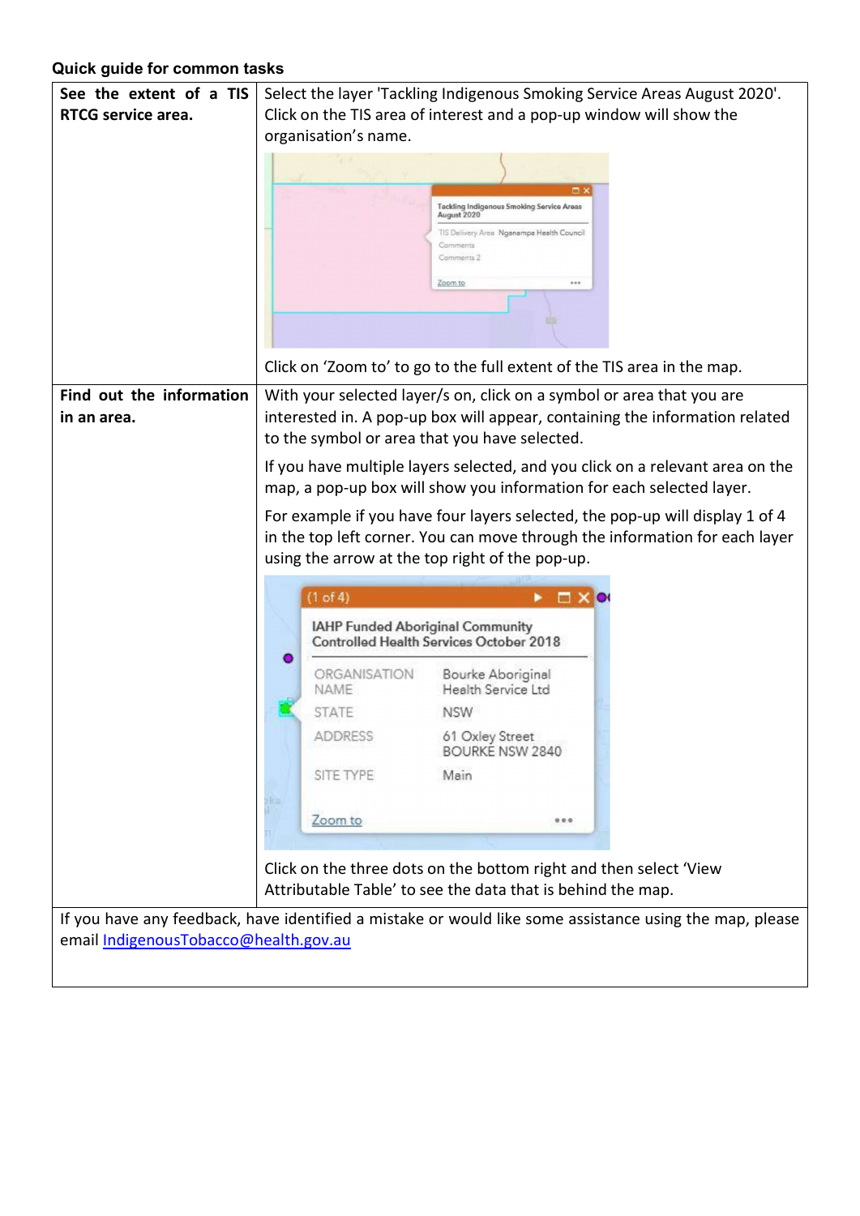**Quick guide for common tasks**

| | |
|---|---|
| **See the extent of a TIS RTCG service area.** | Select the layer 'Tackling Indigenous Smoking Service Areas August 2020'. Click on the TIS area of interest and a pop-up window will show the organisation's name. Click on 'Zoom to' to go to the full extent of the TIS area in the map. |
| **Find out the information in an area.** | With your selected layer/s on, click on a symbol or area that you are interested in. A pop-up box will appear, containing the information related to the symbol or area that you have selected. If you have multiple layers selected, and you click on a relevant area on the map, a pop-up box will show you information for each selected layer. For example if you have four layers selected, the pop-up will display 1 of 4 in the top left corner. You can move through the information for each layer using the arrow at the top right of the pop-up. Click on the three dots on the bottom right and then select 'View Attributable Table' to see the data that is behind the map. |
| If you have any feedback, have identified a mistake or would like some assistance using the map, please email IndigenousTobacco@health.gov.au | |